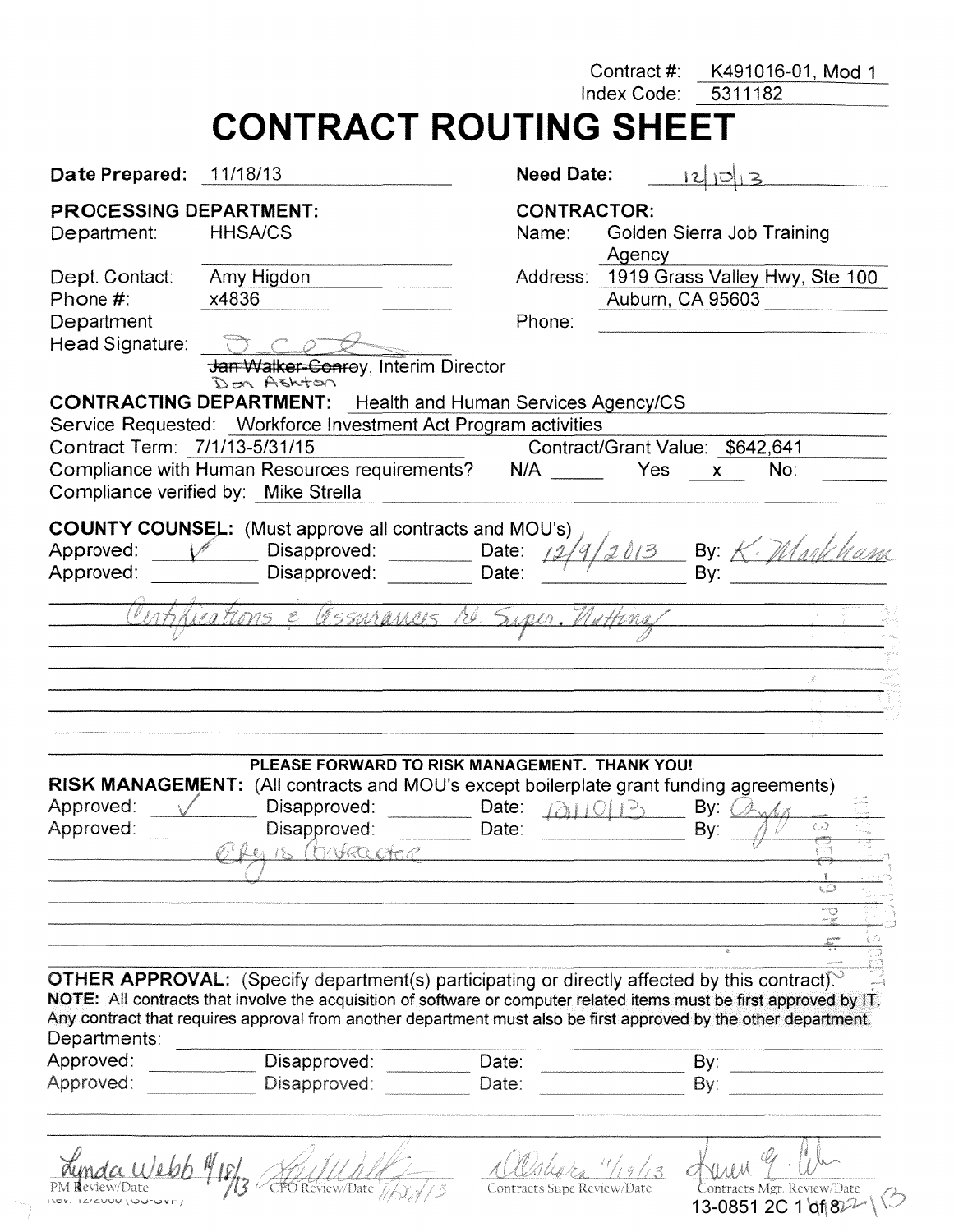Contract #: K491016-01, Mod 1
Index Code: 5311182

# CONTRACT ROUTING SHEET

**Date Prepared:** 11/18/13 **Need Date:** 12/10/13

**PROCESSING DEPARTMENT:**
Department: HHSA/CS
Dept. Contact: Amy Higdon
Phone #: x4836
Department Head Signature:
~~Jan Walker-Conroy~~, Interim Director
Don Ashton

**CONTRACTOR:**
Name: Golden Sierra Job Training Agency
Address: 1919 Grass Valley Hwy, Ste 100, Auburn, CA 95603
Phone:

**CONTRACTING DEPARTMENT:** Health and Human Services Agency/CS
Service Requested: Workforce Investment Act Program activities
Contract Term: 7/1/13-5/31/15 Contract/Grant Value: $642,641
Compliance with Human Resources requirements? N/A ____ Yes x No: ____
Compliance verified by: Mike Strella

**COUNTY COUNSEL:** (Must approve all contracts and MOU's)
Approved: ✓ Disapproved: ____ Date: 12/9/2013 By: K. Markham
Approved: ____ Disapproved: ____ Date: ____ By: ____

Certifications & Assurances to Super. Nutting

PLEASE FORWARD TO RISK MANAGEMENT. THANK YOU!

**RISK MANAGEMENT:** (All contracts and MOU's except boilerplate grant funding agreements)
Approved: ✓ Disapproved: ____ Date: 12/10/13 By: [signature]
Approved: ____ Disapproved: ____ Date: ____ By: ____

Cty is Contractor

**OTHER APPROVAL:** (Specify department(s) participating or directly affected by this contract).
**NOTE:** All contracts that involve the acquisition of software or computer related items must be first approved by IT. Any contract that requires approval from another department must also be first approved by the other department.
Departments:
Approved: ____ Disapproved: ____ Date: ____ By: ____
Approved: ____ Disapproved: ____ Date: ____ By: ____

Lynda Webb 11/18/13 — PM Review/Date
[signature] 11/20/13 — CFO Review/Date
[signature] 11/19/13 — Contracts Supe Review/Date
[signature] 11/22/13 — Contracts Mgr. Review/Date

13-0851 2C 1 of 8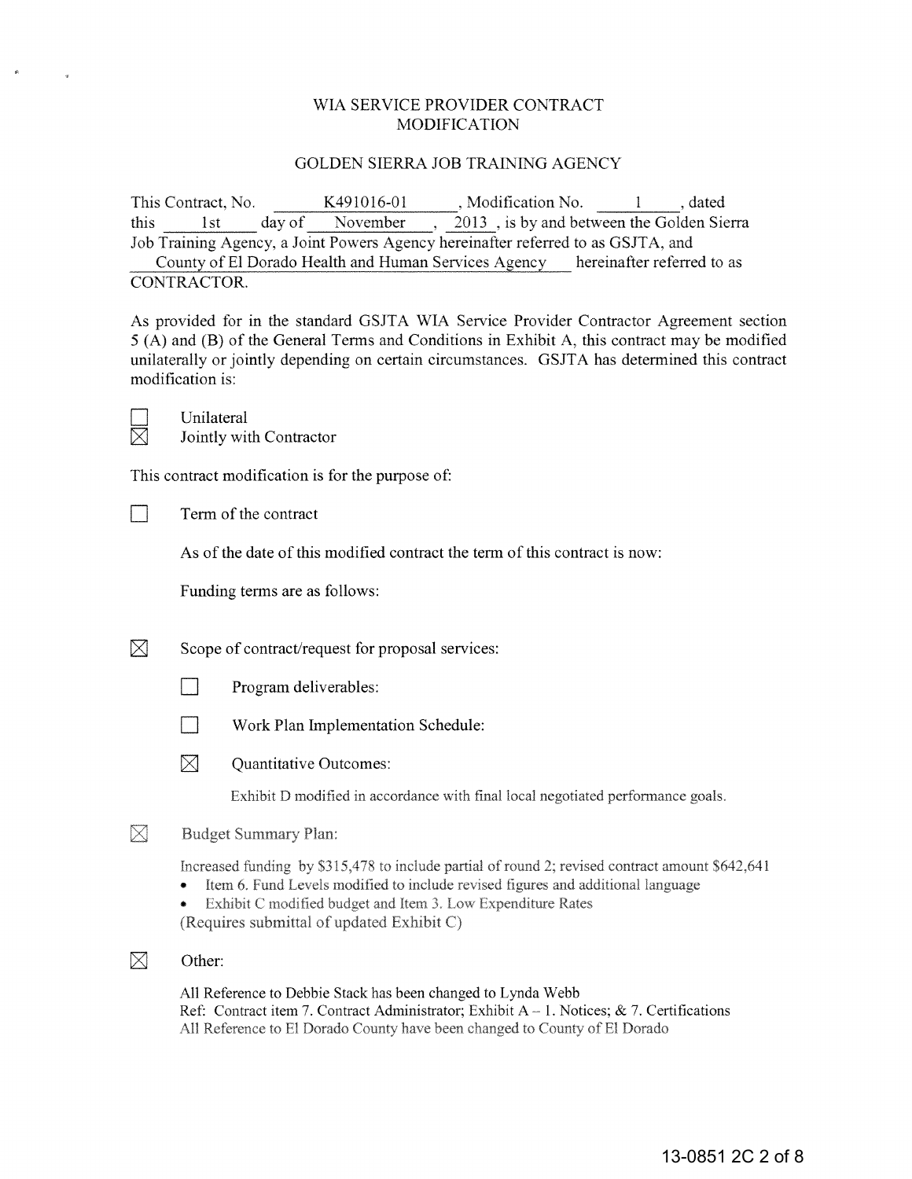# WIA SERVICE PROVIDER CONTRACT MODIFICATION

## GOLDEN SIERRA JOB TRAINING AGENCY

This Contract, No. K491016-01, Modification No. 1, dated this 1st day of November, 2013, is by and between the Golden Sierra Job Training Agency, a Joint Powers Agency hereinafter referred to as GSJTA, and County of El Dorado Health and Human Services Agency hereinafter referred to as CONTRACTOR.

As provided for in the standard GSJTA WIA Service Provider Contractor Agreement section 5 (A) and (B) of the General Terms and Conditions in Exhibit A, this contract may be modified unilaterally or jointly depending on certain circumstances. GSJTA has determined this contract modification is:

☐ Unilateral
☒ Jointly with Contractor

This contract modification is for the purpose of:

☐ Term of the contract

As of the date of this modified contract the term of this contract is now:

Funding terms are as follows:

☒ Scope of contract/request for proposal services:

- ☐ Program deliverables:
- ☐ Work Plan Implementation Schedule:
- ☒ Quantitative Outcomes:

  Exhibit D modified in accordance with final local negotiated performance goals.

☒ Budget Summary Plan:

Increased funding by $315,478 to include partial of round 2; revised contract amount $642,641

- Item 6. Fund Levels modified to include revised figures and additional language
- Exhibit C modified budget and Item 3. Low Expenditure Rates

(Requires submittal of updated Exhibit C)

☒ Other:

All Reference to Debbie Stack has been changed to Lynda Webb
Ref: Contract item 7. Contract Administrator; Exhibit A – 1. Notices; & 7. Certifications
All Reference to El Dorado County have been changed to County of El Dorado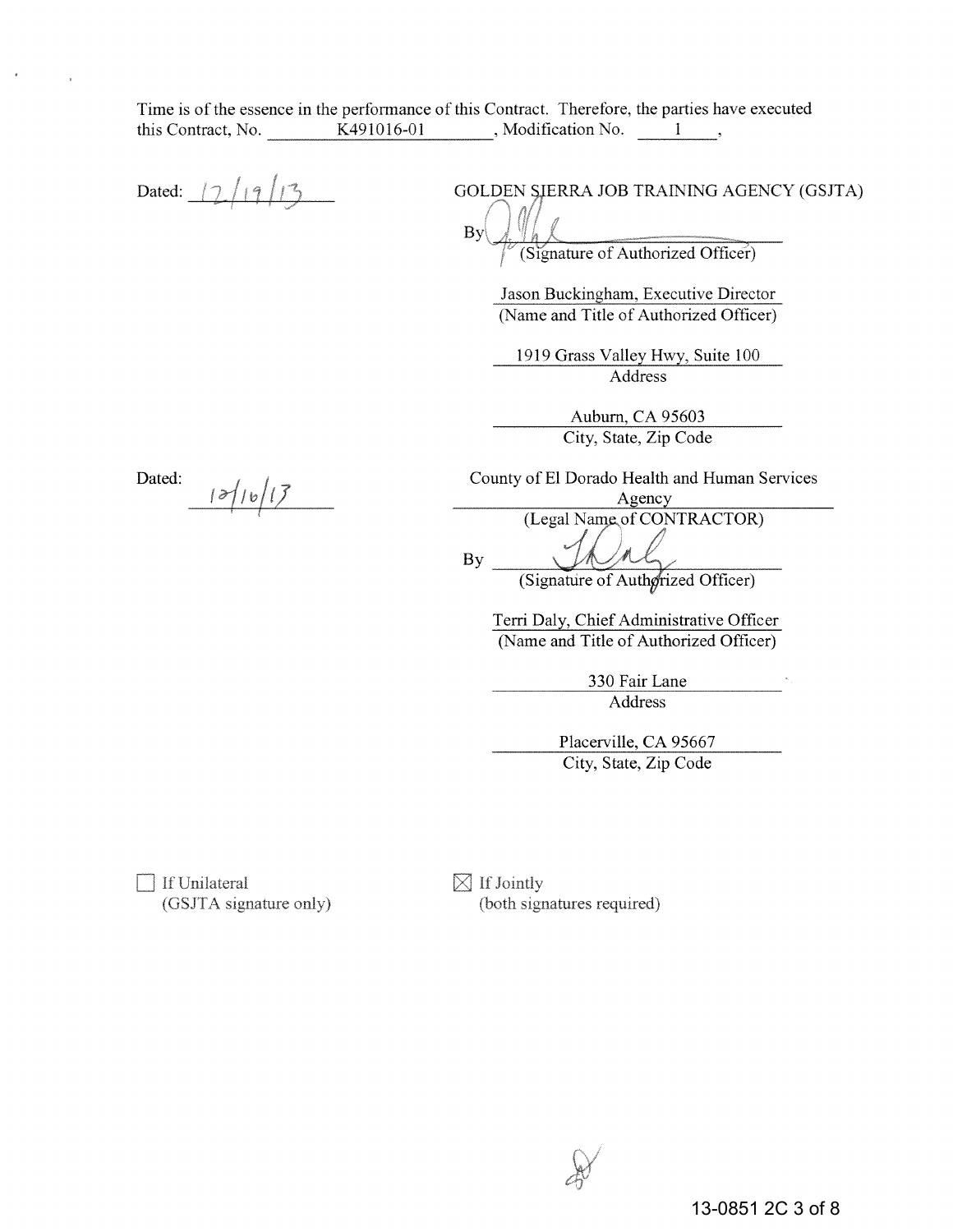Time is of the essence in the performance of this Contract. Therefore, the parties have executed this Contract, No. K491016-01, Modification No. 1,

Dated: 12/19/13

GOLDEN SIERRA JOB TRAINING AGENCY (GSJTA)

By ______________________
(Signature of Authorized Officer)

Jason Buckingham, Executive Director
(Name and Title of Authorized Officer)

1919 Grass Valley Hwy, Suite 100
Address

Auburn, CA 95603
City, State, Zip Code

Dated: 12/16/13

County of El Dorado Health and Human Services Agency
(Legal Name of CONTRACTOR)

By ______________________
(Signature of Authorized Officer)

Terri Daly, Chief Administrative Officer
(Name and Title of Authorized Officer)

330 Fair Lane
Address

Placerville, CA 95667
City, State, Zip Code

☐ If Unilateral
(GSJTA signature only)

☒ If Jointly
(both signatures required)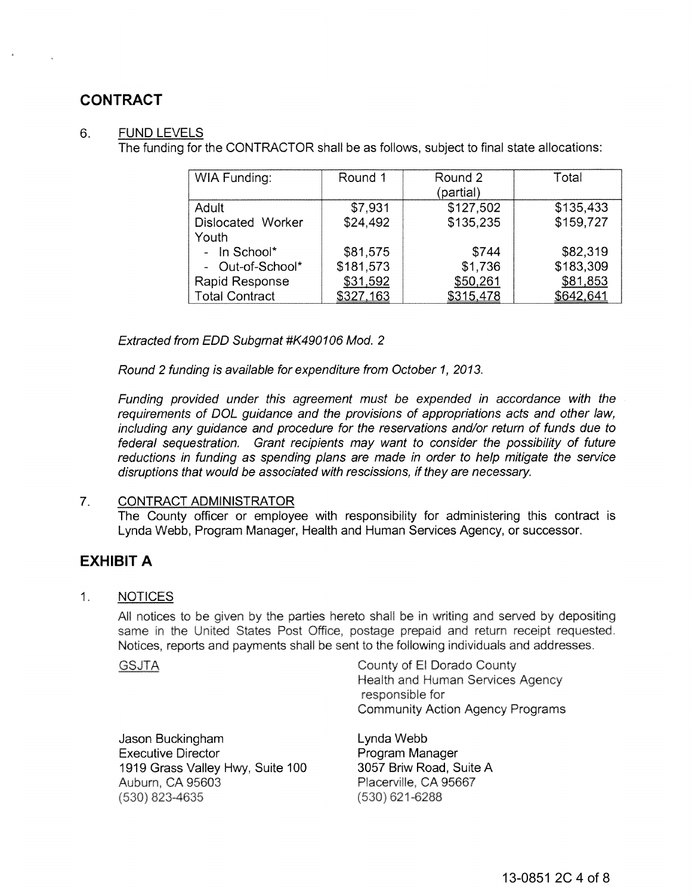## CONTRACT

6. FUND LEVELS

The funding for the CONTRACTOR shall be as follows, subject to final state allocations:

| WIA Funding: | Round 1 | Round 2 (partial) | Total |
|---|---|---|---|
| Adult | $7,931 | $127,502 | $135,433 |
| Dislocated Worker | $24,492 | $135,235 | $159,727 |
| Youth | | | |
| - In School* | $81,575 | $744 | $82,319 |
| - Out-of-School* | $181,573 | $1,736 | $183,309 |
| Rapid Response | $31,592 | $50,261 | $81,853 |
| Total Contract | $327,163 | $315,478 | $642,641 |

*Extracted from EDD Subgrnat #K490106 Mod. 2*

*Round 2 funding is available for expenditure from October 1, 2013.*

*Funding provided under this agreement must be expended in accordance with the requirements of DOL guidance and the provisions of appropriations acts and other law, including any guidance and procedure for the reservations and/or return of funds due to federal sequestration. Grant recipients may want to consider the possibility of future reductions in funding as spending plans are made in order to help mitigate the service disruptions that would be associated with rescissions, if they are necessary.*

7. CONTRACT ADMINISTRATOR

The County officer or employee with responsibility for administering this contract is Lynda Webb, Program Manager, Health and Human Services Agency, or successor.

## EXHIBIT A

1. NOTICES

All notices to be given by the parties hereto shall be in writing and served by depositing same in the United States Post Office, postage prepaid and return receipt requested. Notices, reports and payments shall be sent to the following individuals and addresses.

GSJTA

Jason Buckingham
Executive Director
1919 Grass Valley Hwy, Suite 100
Auburn, CA 95603
(530) 823-4635

County of El Dorado County
Health and Human Services Agency
responsible for
Community Action Agency Programs

Lynda Webb
Program Manager
3057 Briw Road, Suite A
Placerville, CA 95667
(530) 621-6288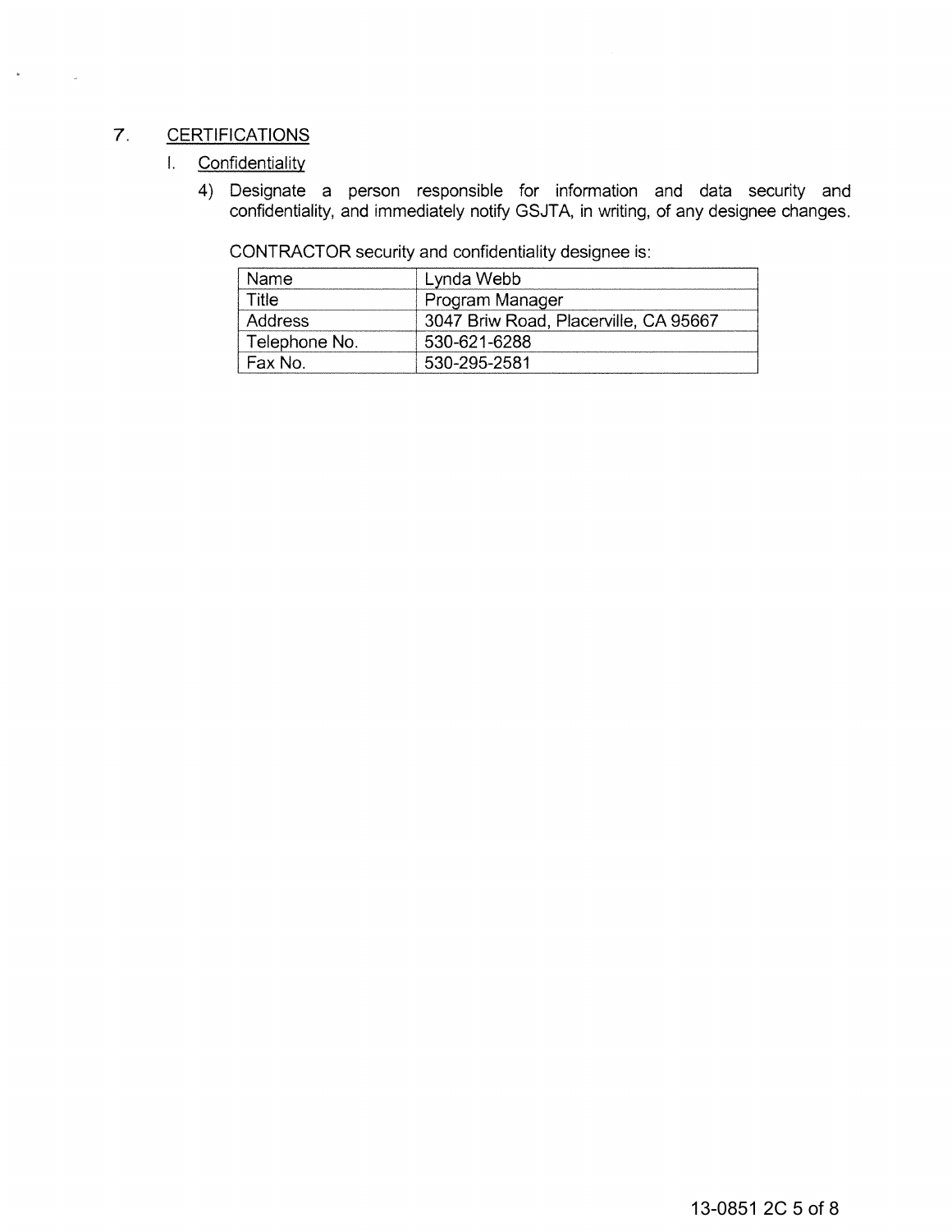## 7. CERTIFICATIONS

### I. Confidentiality

4) Designate a person responsible for information and data security and confidentiality, and immediately notify GSJTA, in writing, of any designee changes.

CONTRACTOR security and confidentiality designee is:

| Name | Lynda Webb |
|---|---|
| Title | Program Manager |
| Address | 3047 Briw Road, Placerville, CA 95667 |
| Telephone No. | 530-621-6288 |
| Fax No. | 530-295-2581 |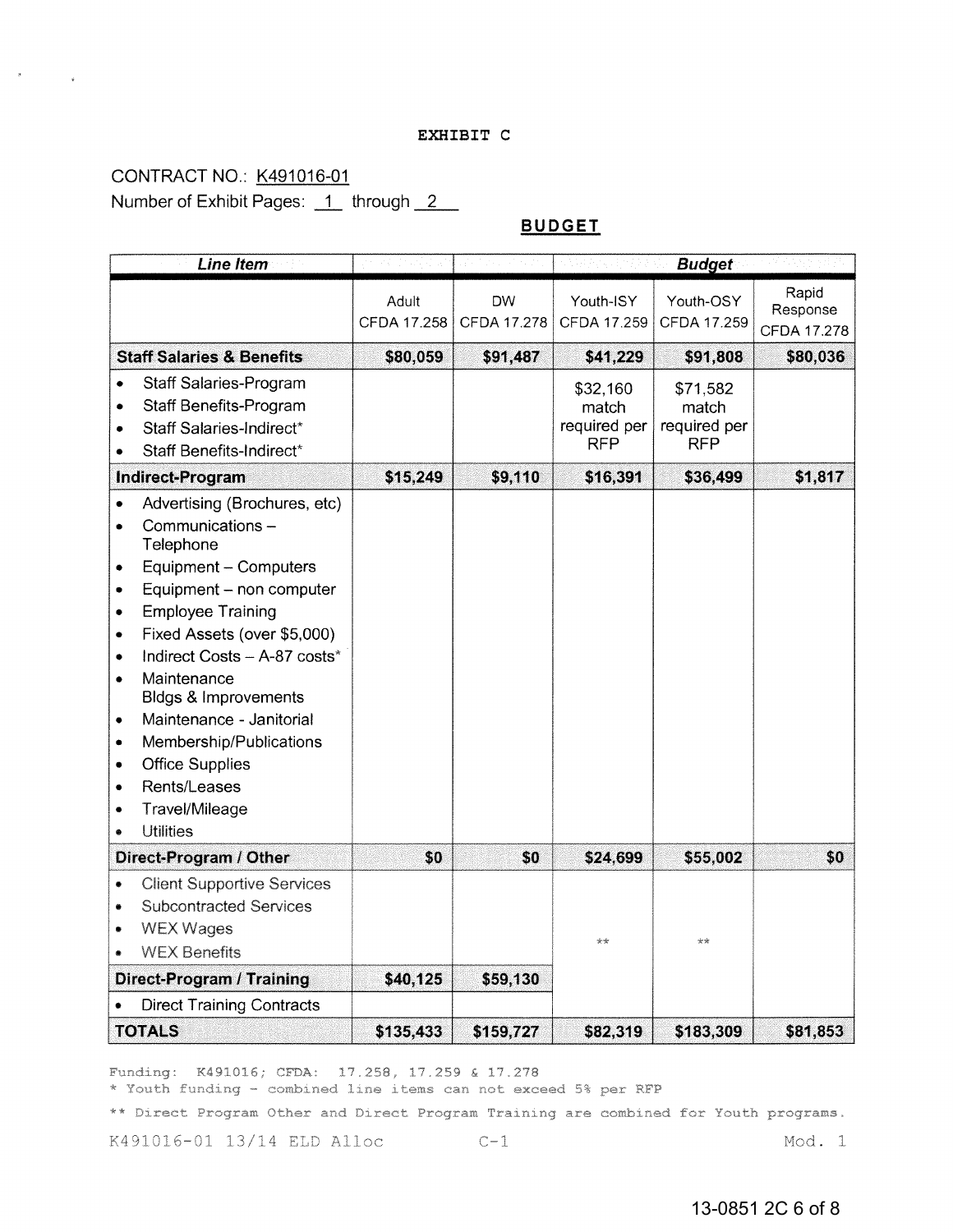**EXHIBIT C**

CONTRACT NO.: K491016-01

Number of Exhibit Pages: 1 through 2

## BUDGET

| *Line Item* | | | *Budget* | | |
|---|---|---|---|---|---|
| | Adult CFDA 17.258 | DW CFDA 17.278 | Youth-ISY CFDA 17.259 | Youth-OSY CFDA 17.259 | Rapid Response CFDA 17.278 |
| **Staff Salaries & Benefits** | **$80,059** | **$91,487** | **$41,229** | **$91,808** | **$80,036** |
| • Staff Salaries-Program<br>• Staff Benefits-Program<br>• Staff Salaries-Indirect*<br>• Staff Benefits-Indirect* | | | $32,160 match required per RFP | $71,582 match required per RFP | |
| **Indirect-Program** | **$15,249** | **$9,110** | **$16,391** | **$36,499** | **$1,817** |
| • Advertising (Brochures, etc)<br>• Communications – Telephone<br>• Equipment – Computers<br>• Equipment – non computer<br>• Employee Training<br>• Fixed Assets (over $5,000)<br>• Indirect Costs – A-87 costs*<br>• Maintenance Bldgs & Improvements<br>• Maintenance - Janitorial<br>• Membership/Publications<br>• Office Supplies<br>• Rents/Leases<br>• Travel/Mileage<br>• Utilities | | | | | |
| **Direct-Program / Other** | **$0** | **$0** | **$24,699** | **$55,002** | **$0** |
| • Client Supportive Services<br>• Subcontracted Services<br>• WEX Wages<br>• WEX Benefits | | | ** | ** | |
| **Direct-Program / Training** | **$40,125** | **$59,130** | | | |
| • Direct Training Contracts | | | | | |
| **TOTALS** | **$135,433** | **$159,727** | **$82,319** | **$183,309** | **$81,853** |

Funding: K491016; CFDA: 17.258, 17.259 & 17.278

\* Youth funding - combined line items can not exceed 5% per RFP

** Direct Program Other and Direct Program Training are combined for Youth programs.

K491016-01 13/14 ELD Alloc C-1 Mod. 1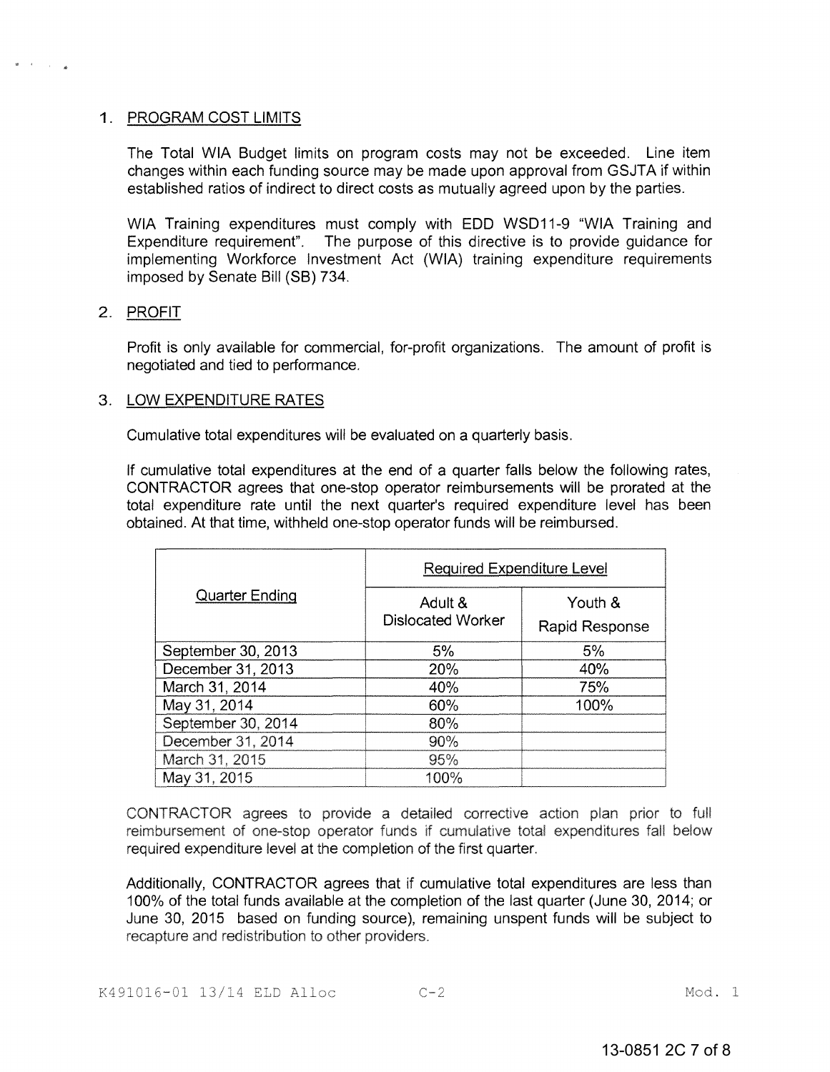1. PROGRAM COST LIMITS

   The Total WIA Budget limits on program costs may not be exceeded. Line item changes within each funding source may be made upon approval from GSJTA if within established ratios of indirect to direct costs as mutually agreed upon by the parties.

   WIA Training expenditures must comply with EDD WSD11-9 "WIA Training and Expenditure requirement". The purpose of this directive is to provide guidance for implementing Workforce Investment Act (WIA) training expenditure requirements imposed by Senate Bill (SB) 734.

2. PROFIT

   Profit is only available for commercial, for-profit organizations. The amount of profit is negotiated and tied to performance.

3. LOW EXPENDITURE RATES

   Cumulative total expenditures will be evaluated on a quarterly basis.

   If cumulative total expenditures at the end of a quarter falls below the following rates, CONTRACTOR agrees that one-stop operator reimbursements will be prorated at the total expenditure rate until the next quarter's required expenditure level has been obtained. At that time, withheld one-stop operator funds will be reimbursed.

| Quarter Ending | Required Expenditure Level | |
|---|---|---|
| | Adult & Dislocated Worker | Youth & Rapid Response |
| September 30, 2013 | 5% | 5% |
| December 31, 2013 | 20% | 40% |
| March 31, 2014 | 40% | 75% |
| May 31, 2014 | 60% | 100% |
| September 30, 2014 | 80% | |
| December 31, 2014 | 90% | |
| March 31, 2015 | 95% | |
| May 31, 2015 | 100% | |

   CONTRACTOR agrees to provide a detailed corrective action plan prior to full reimbursement of one-stop operator funds if cumulative total expenditures fall below required expenditure level at the completion of the first quarter.

   Additionally, CONTRACTOR agrees that if cumulative total expenditures are less than 100% of the total funds available at the completion of the last quarter (June 30, 2014; or June 30, 2015 based on funding source), remaining unspent funds will be subject to recapture and redistribution to other providers.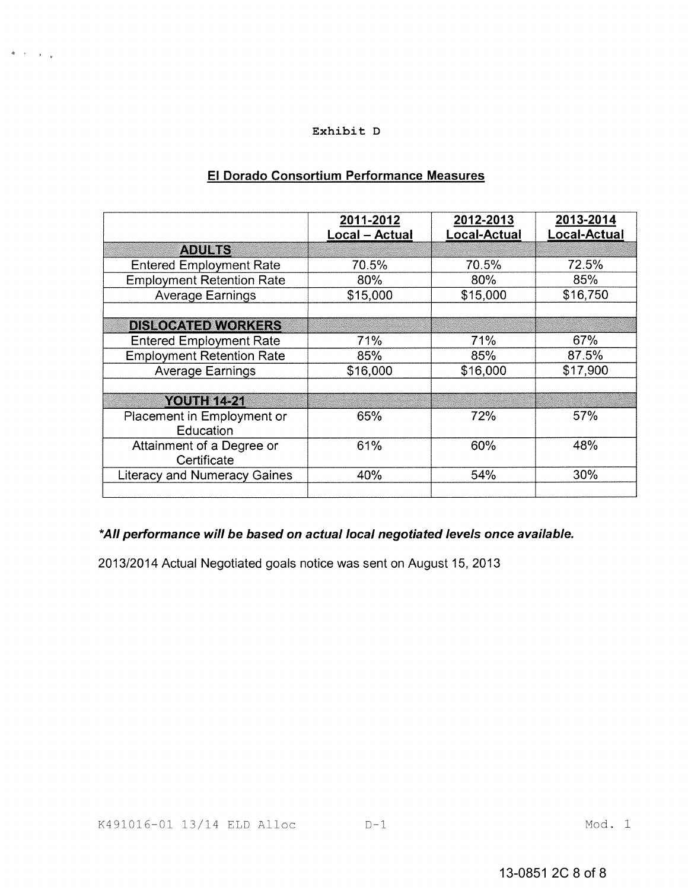Exhibit D

## El Dorado Consortium Performance Measures

| | 2011-2012 Local – Actual | 2012-2013 Local-Actual | 2013-2014 Local-Actual |
|---|---|---|---|
| **ADULTS** | | | |
| Entered Employment Rate | 70.5% | 70.5% | 72.5% |
| Employment Retention Rate | 80% | 80% | 85% |
| Average Earnings | $15,000 | $15,000 | $16,750 |
| | | | |
| **DISLOCATED WORKERS** | | | |
| Entered Employment Rate | 71% | 71% | 67% |
| Employment Retention Rate | 85% | 85% | 87.5% |
| Average Earnings | $16,000 | $16,000 | $17,900 |
| | | | |
| **YOUTH 14-21** | | | |
| Placement in Employment or Education | 65% | 72% | 57% |
| Attainment of a Degree or Certificate | 61% | 60% | 48% |
| Literacy and Numeracy Gaines | 40% | 54% | 30% |
| | | | |

***All performance will be based on actual local negotiated levels once available.***

2013/2014 Actual Negotiated goals notice was sent on August 15, 2013

K491016-01 13/14 ELD Alloc D-1 Mod. 1